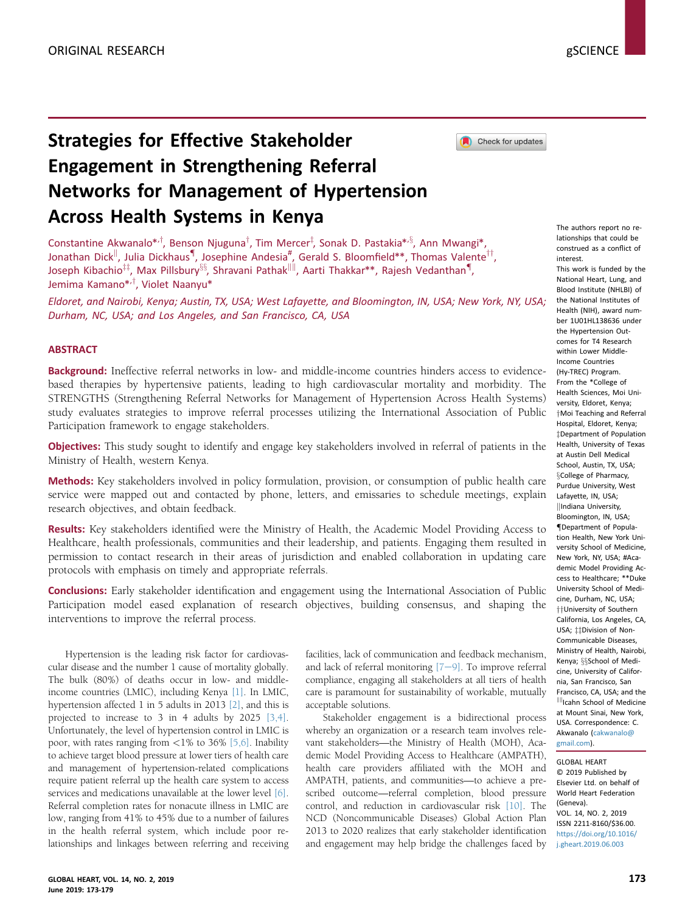ORIGINAL RESEARCH

gSCIENCE

# Strategies for Effective Stakeholder Engagement in Strengthening Referral Networks for Management of Hypertension Across Health Systems in Kenya

Constantine Akwanalo[*,†], Benson Njuguna[†], Tim Mercer[‡], Sonak D. Pastakia[*,§], Ann Mwangi[*], Jonathan Dick[||], Julia Dickhaus[¶], Josephine Andesia[#], Gerald S. Bloomfield[**], Thomas Valente[††], Joseph Kibachio[‡‡], Max Pillsbury[§§], Shravani Pathak[||||], Aarti Thakkar[**], Rajesh Vedanthan[¶], Jemima Kamano[*,†], Violet Naanyu[*]

*Eldoret, and Nairobi, Kenya; Austin, TX, USA; West Lafayette, and Bloomington, IN, USA; New York, NY, USA; Durham, NC, USA; and Los Angeles, and San Francisco, CA, USA*

## ABSTRACT

**Background:** Ineffective referral networks in low- and middle-income countries hinders access to evidence-based therapies by hypertensive patients, leading to high cardiovascular mortality and morbidity. The STRENGTHS (Strengthening Referral Networks for Management of Hypertension Across Health Systems) study evaluates strategies to improve referral processes utilizing the International Association of Public Participation framework to engage stakeholders.

**Objectives:** This study sought to identify and engage key stakeholders involved in referral of patients in the Ministry of Health, western Kenya.

**Methods:** Key stakeholders involved in policy formulation, provision, or consumption of public health care service were mapped out and contacted by phone, letters, and emissaries to schedule meetings, explain research objectives, and obtain feedback.

**Results:** Key stakeholders identified were the Ministry of Health, the Academic Model Providing Access to Healthcare, health professionals, communities and their leadership, and patients. Engaging them resulted in permission to contact research in their areas of jurisdiction and enabled collaboration in updating care protocols with emphasis on timely and appropriate referrals.

**Conclusions:** Early stakeholder identification and engagement using the International Association of Public Participation model eased explanation of research objectives, building consensus, and shaping the interventions to improve the referral process.

The authors report no relationships that could be construed as a conflict of interest.

This work is funded by the National Heart, Lung, and Blood Institute (NHLBI) of the National Institutes of Health (NIH), award number 1U01HL138636 under the Hypertension Outcomes for T4 Research within Lower Middle-Income Countries (Hy-TREC) Program. From the *College of Health Sciences, Moi University, Eldoret, Kenya; †Moi Teaching and Referral Hospital, Eldoret, Kenya; ‡Department of Population Health, University of Texas at Austin Dell Medical School, Austin, TX, USA; §College of Pharmacy, Purdue University, West Lafayette, IN, USA; ||Indiana University, Bloomington, IN, USA; ¶Department of Population Health, New York University School of Medicine, New York, NY, USA; #Academic Model Providing Access to Healthcare; **Duke University School of Medicine, Durham, NC, USA; ††University of Southern California, Los Angeles, CA, USA; ‡‡Division of Non-Communicable Diseases, Ministry of Health, Nairobi, Kenya; §§School of Medicine, University of California, San Francisco, San Francisco, CA, USA; and the ||||Icahn School of Medicine at Mount Sinai, New York, USA. Correspondence: C. Akwanalo (cakwanalo@gmail.com).

GLOBAL HEART
© 2019 Published by Elsevier Ltd. on behalf of World Heart Federation (Geneva).
VOL. 14, NO. 2, 2019
ISSN 2211-8160/$36.00.
https://doi.org/10.1016/j.gheart.2019.06.003

Hypertension is the leading risk factor for cardiovascular disease and the number 1 cause of mortality globally. The bulk (80%) of deaths occur in low- and middle-income countries (LMIC), including Kenya [1]. In LMIC, hypertension affected 1 in 5 adults in 2013 [2], and this is projected to increase to 3 in 4 adults by 2025 [3,4]. Unfortunately, the level of hypertension control in LMIC is poor, with rates ranging from <1% to 36% [5,6]. Inability to achieve target blood pressure at lower tiers of health care and management of hypertension-related complications require patient referral up the health care system to access services and medications unavailable at the lower level [6]. Referral completion rates for nonacute illness in LMIC are low, ranging from 41% to 45% due to a number of failures in the health referral system, which include poor relationships and linkages between referring and receiving facilities, lack of communication and feedback mechanism, and lack of referral monitoring [7–9]. To improve referral compliance, engaging all stakeholders at all tiers of health care is paramount for sustainability of workable, mutually acceptable solutions.

Stakeholder engagement is a bidirectional process whereby an organization or a research team involves relevant stakeholders—the Ministry of Health (MOH), Academic Model Providing Access to Healthcare (AMPATH), health care providers affiliated with the MOH and AMPATH, patients, and communities—to achieve a prescribed outcome—referral completion, blood pressure control, and reduction in cardiovascular risk [10]. The NCD (Noncommunicable Diseases) Global Action Plan 2013 to 2020 realizes that early stakeholder identification and engagement may help bridge the challenges faced by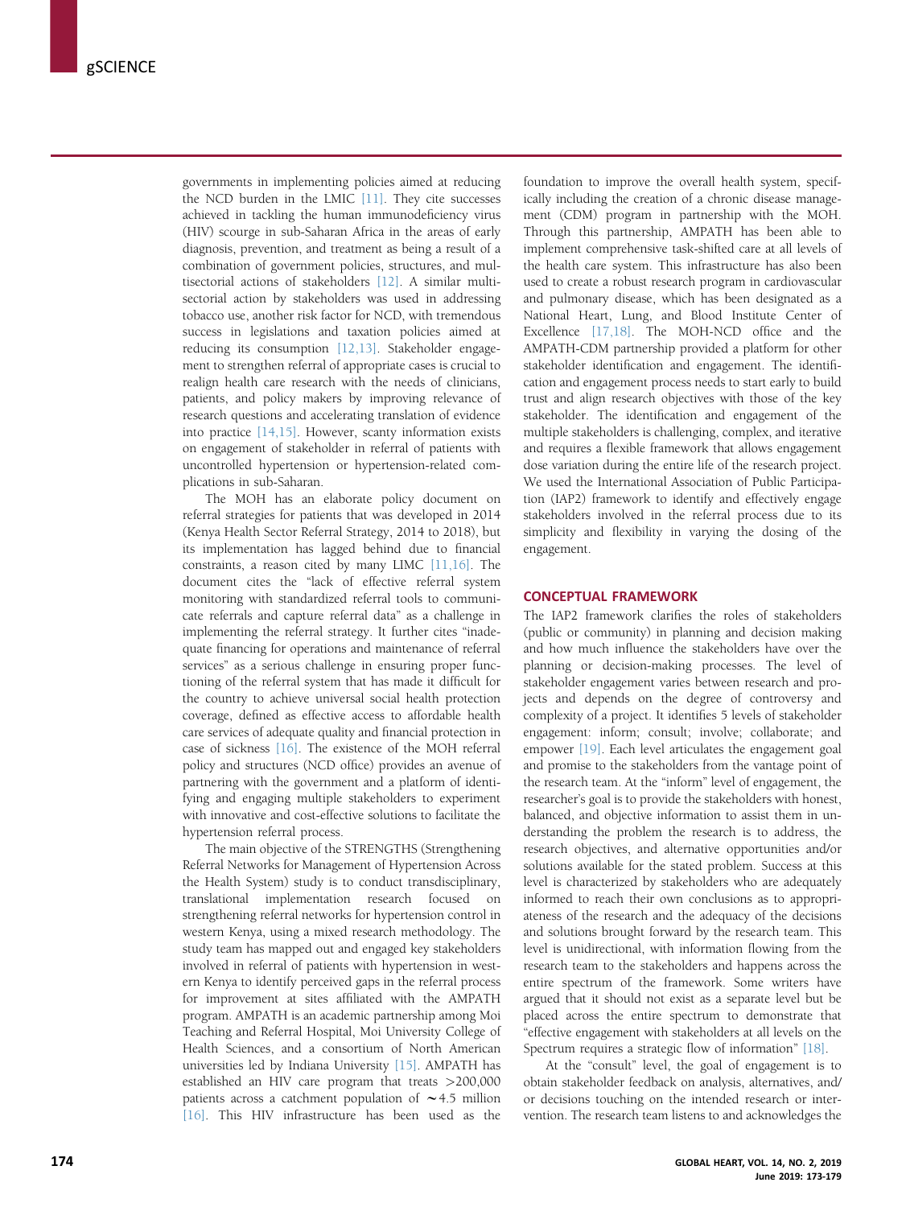governments in implementing policies aimed at reducing the NCD burden in the LMIC [11]. They cite successes achieved in tackling the human immunodeficiency virus (HIV) scourge in sub-Saharan Africa in the areas of early diagnosis, prevention, and treatment as being a result of a combination of government policies, structures, and multisectorial actions of stakeholders [12]. A similar multisectorial action by stakeholders was used in addressing tobacco use, another risk factor for NCD, with tremendous success in legislations and taxation policies aimed at reducing its consumption [12,13]. Stakeholder engagement to strengthen referral of appropriate cases is crucial to realign health care research with the needs of clinicians, patients, and policy makers by improving relevance of research questions and accelerating translation of evidence into practice [14,15]. However, scanty information exists on engagement of stakeholder in referral of patients with uncontrolled hypertension or hypertension-related complications in sub-Saharan.

The MOH has an elaborate policy document on referral strategies for patients that was developed in 2014 (Kenya Health Sector Referral Strategy, 2014 to 2018), but its implementation has lagged behind due to financial constraints, a reason cited by many LIMC [11,16]. The document cites the "lack of effective referral system monitoring with standardized referral tools to communicate referrals and capture referral data" as a challenge in implementing the referral strategy. It further cites "inadequate financing for operations and maintenance of referral services" as a serious challenge in ensuring proper functioning of the referral system that has made it difficult for the country to achieve universal social health protection coverage, defined as effective access to affordable health care services of adequate quality and financial protection in case of sickness [16]. The existence of the MOH referral policy and structures (NCD office) provides an avenue of partnering with the government and a platform of identifying and engaging multiple stakeholders to experiment with innovative and cost-effective solutions to facilitate the hypertension referral process.

The main objective of the STRENGTHS (Strengthening Referral Networks for Management of Hypertension Across the Health System) study is to conduct transdisciplinary, translational implementation research focused on strengthening referral networks for hypertension control in western Kenya, using a mixed research methodology. The study team has mapped out and engaged key stakeholders involved in referral of patients with hypertension in western Kenya to identify perceived gaps in the referral process for improvement at sites affiliated with the AMPATH program. AMPATH is an academic partnership among Moi Teaching and Referral Hospital, Moi University College of Health Sciences, and a consortium of North American universities led by Indiana University [15]. AMPATH has established an HIV care program that treats >200,000 patients across a catchment population of ∼4.5 million [16]. This HIV infrastructure has been used as the foundation to improve the overall health system, specifically including the creation of a chronic disease management (CDM) program in partnership with the MOH. Through this partnership, AMPATH has been able to implement comprehensive task-shifted care at all levels of the health care system. This infrastructure has also been used to create a robust research program in cardiovascular and pulmonary disease, which has been designated as a National Heart, Lung, and Blood Institute Center of Excellence [17,18]. The MOH-NCD office and the AMPATH-CDM partnership provided a platform for other stakeholder identification and engagement. The identification and engagement process needs to start early to build trust and align research objectives with those of the key stakeholder. The identification and engagement of the multiple stakeholders is challenging, complex, and iterative and requires a flexible framework that allows engagement dose variation during the entire life of the research project. We used the International Association of Public Participation (IAP2) framework to identify and effectively engage stakeholders involved in the referral process due to its simplicity and flexibility in varying the dosing of the engagement.

## CONCEPTUAL FRAMEWORK

The IAP2 framework clarifies the roles of stakeholders (public or community) in planning and decision making and how much influence the stakeholders have over the planning or decision-making processes. The level of stakeholder engagement varies between research and projects and depends on the degree of controversy and complexity of a project. It identifies 5 levels of stakeholder engagement: inform; consult; involve; collaborate; and empower [19]. Each level articulates the engagement goal and promise to the stakeholders from the vantage point of the research team. At the "inform" level of engagement, the researcher's goal is to provide the stakeholders with honest, balanced, and objective information to assist them in understanding the problem the research is to address, the research objectives, and alternative opportunities and/or solutions available for the stated problem. Success at this level is characterized by stakeholders who are adequately informed to reach their own conclusions as to appropriateness of the research and the adequacy of the decisions and solutions brought forward by the research team. This level is unidirectional, with information flowing from the research team to the stakeholders and happens across the entire spectrum of the framework. Some writers have argued that it should not exist as a separate level but be placed across the entire spectrum to demonstrate that "effective engagement with stakeholders at all levels on the Spectrum requires a strategic flow of information" [18].

At the "consult" level, the goal of engagement is to obtain stakeholder feedback on analysis, alternatives, and/or decisions touching on the intended research or intervention. The research team listens to and acknowledges the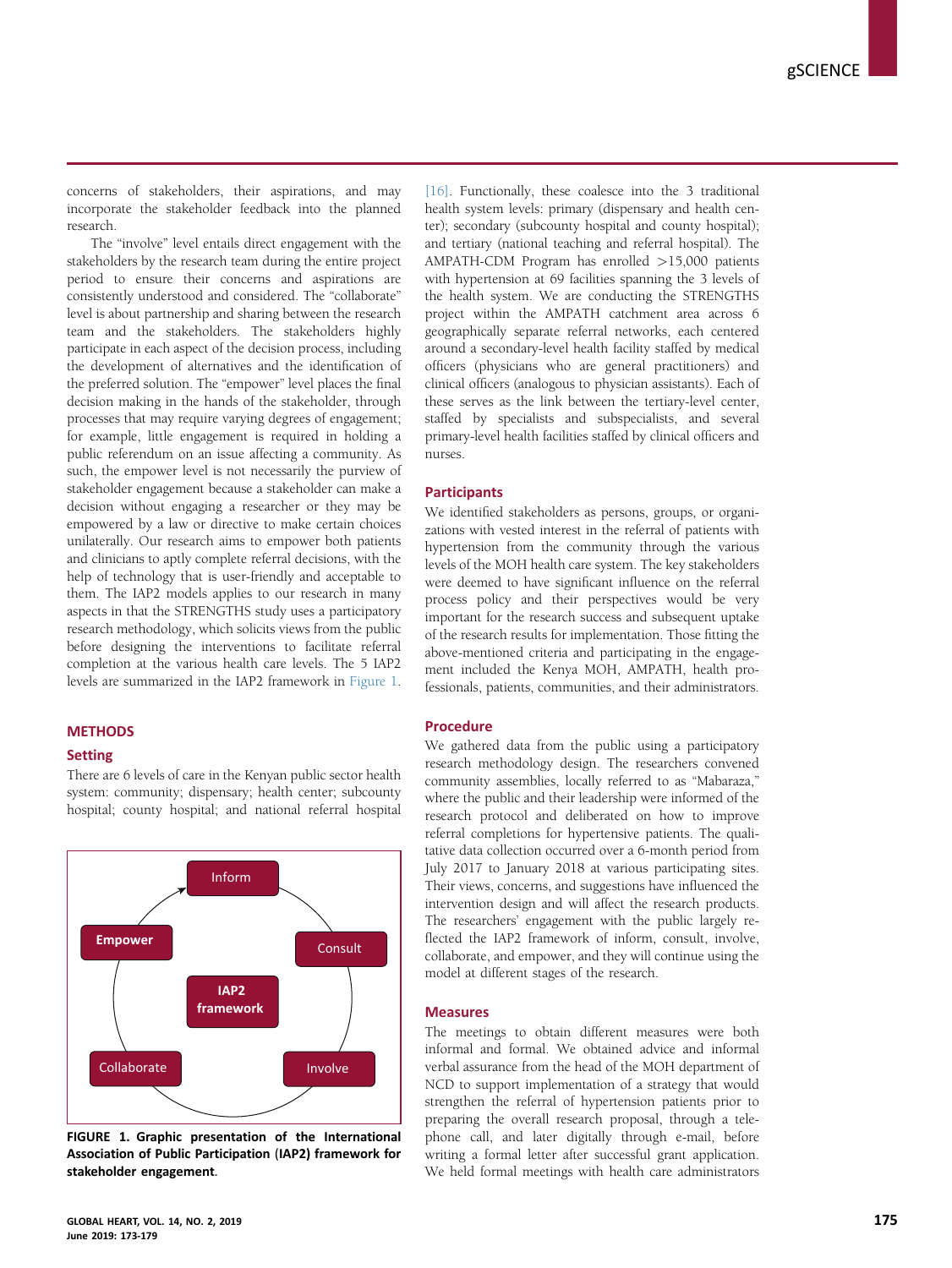concerns of stakeholders, their aspirations, and may incorporate the stakeholder feedback into the planned research.

The "involve" level entails direct engagement with the stakeholders by the research team during the entire project period to ensure their concerns and aspirations are consistently understood and considered. The "collaborate" level is about partnership and sharing between the research team and the stakeholders. The stakeholders highly participate in each aspect of the decision process, including the development of alternatives and the identification of the preferred solution. The "empower" level places the final decision making in the hands of the stakeholder, through processes that may require varying degrees of engagement; for example, little engagement is required in holding a public referendum on an issue affecting a community. As such, the empower level is not necessarily the purview of stakeholder engagement because a stakeholder can make a decision without engaging a researcher or they may be empowered by a law or directive to make certain choices unilaterally. Our research aims to empower both patients and clinicians to aptly complete referral decisions, with the help of technology that is user-friendly and acceptable to them. The IAP2 models applies to our research in many aspects in that the STRENGTHS study uses a participatory research methodology, which solicits views from the public before designing the interventions to facilitate referral completion at the various health care levels. The 5 IAP2 levels are summarized in the IAP2 framework in Figure 1.

## METHODS

### Setting

There are 6 levels of care in the Kenyan public sector health system: community; dispensary; health center; subcounty hospital; county hospital; and national referral hospital [16]. Functionally, these coalesce into the 3 traditional health system levels: primary (dispensary and health center); secondary (subcounty hospital and county hospital); and tertiary (national teaching and referral hospital). The AMPATH-CDM Program has enrolled >15,000 patients with hypertension at 69 facilities spanning the 3 levels of the health system. We are conducting the STRENGTHS project within the AMPATH catchment area across 6 geographically separate referral networks, each centered around a secondary-level health facility staffed by medical officers (physicians who are general practitioners) and clinical officers (analogous to physician assistants). Each of these serves as the link between the tertiary-level center, staffed by specialists and subspecialists, and several primary-level health facilities staffed by clinical officers and nurses.

Inform → Consult → Involve → Collaborate → Empower (IAP2 framework)

**FIGURE 1. Graphic presentation of the International Association of Public Participation (IAP2) framework for stakeholder engagement.**

### Participants

We identified stakeholders as persons, groups, or organizations with vested interest in the referral of patients with hypertension from the community through the various levels of the MOH health care system. The key stakeholders were deemed to have significant influence on the referral process policy and their perspectives would be very important for the research success and subsequent uptake of the research results for implementation. Those fitting the above-mentioned criteria and participating in the engagement included the Kenya MOH, AMPATH, health professionals, patients, communities, and their administrators.

### Procedure

We gathered data from the public using a participatory research methodology design. The researchers convened community assemblies, locally referred to as "Mabaraza," where the public and their leadership were informed of the research protocol and deliberated on how to improve referral completions for hypertensive patients. The qualitative data collection occurred over a 6-month period from July 2017 to January 2018 at various participating sites. Their views, concerns, and suggestions have influenced the intervention design and will affect the research products. The researchers' engagement with the public largely reflected the IAP2 framework of inform, consult, involve, collaborate, and empower, and they will continue using the model at different stages of the research.

### Measures

The meetings to obtain different measures were both informal and formal. We obtained advice and informal verbal assurance from the head of the MOH department of NCD to support implementation of a strategy that would strengthen the referral of hypertension patients prior to preparing the overall research proposal, through a telephone call, and later digitally through e-mail, before writing a formal letter after successful grant application. We held formal meetings with health care administrators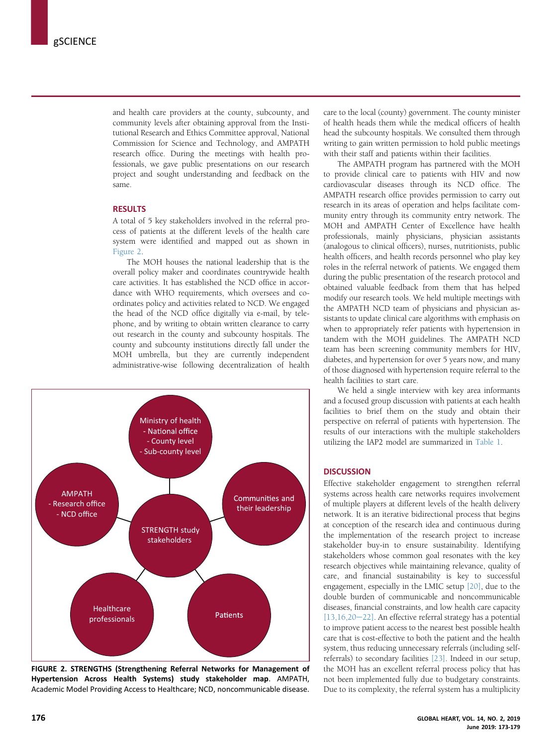and health care providers at the county, subcounty, and community levels after obtaining approval from the Institutional Research and Ethics Committee approval, National Commission for Science and Technology, and AMPATH research office. During the meetings with health professionals, we gave public presentations on our research project and sought understanding and feedback on the same.

## RESULTS

A total of 5 key stakeholders involved in the referral process of patients at the different levels of the health care system were identified and mapped out as shown in Figure 2.

The MOH houses the national leadership that is the overall policy maker and coordinates countrywide health care activities. It has established the NCD office in accordance with WHO requirements, which oversees and coordinates policy and activities related to NCD. We engaged the head of the NCD office digitally via e-mail, by telephone, and by writing to obtain written clearance to carry out research in the county and subcounty hospitals. The county and subcounty institutions directly fall under the MOH umbrella, but they are currently independent administrative-wise following decentralization of health care to the local (county) government. The county minister of health heads them while the medical officers of health head the subcounty hospitals. We consulted them through writing to gain written permission to hold public meetings with their staff and patients within their facilities.

The AMPATH program has partnered with the MOH to provide clinical care to patients with HIV and now cardiovascular diseases through its NCD office. The AMPATH research office provides permission to carry out research in its areas of operation and helps facilitate community entry through its community entry network. The MOH and AMPATH Center of Excellence have health professionals, mainly physicians, physician assistants (analogous to clinical officers), nurses, nutritionists, public health officers, and health records personnel who play key roles in the referral network of patients. We engaged them during the public presentation of the research protocol and obtained valuable feedback from them that has helped modify our research tools. We held multiple meetings with the AMPATH NCD team of physicians and physician assistants to update clinical care algorithms with emphasis on when to appropriately refer patients with hypertension in tandem with the MOH guidelines. The AMPATH NCD team has been screening community members for HIV, diabetes, and hypertension for over 5 years now, and many of those diagnosed with hypertension require referral to the health facilities to start care.

We held a single interview with key area informants and a focused group discussion with patients at each health facilities to brief them on the study and obtain their perspective on referral of patients with hypertension. The results of our interactions with the multiple stakeholders utilizing the IAP2 model are summarized in Table 1.

Ministry of health
- National office
- County level
- Sub-county level

AMPATH
- Research office
- NCD office

Communities and their leadership

STRENGTH study stakeholders

Healthcare professionals

Patients

**FIGURE 2. STRENGTHS (Strengthening Referral Networks for Management of Hypertension Across Health Systems) study stakeholder map**. AMPATH, Academic Model Providing Access to Healthcare; NCD, noncommunicable disease.

## DISCUSSION

Effective stakeholder engagement to strengthen referral systems across health care networks requires involvement of multiple players at different levels of the health delivery network. It is an iterative bidirectional process that begins at conception of the research idea and continuous during the implementation of the research project to increase stakeholder buy-in to ensure sustainability. Identifying stakeholders whose common goal resonates with the key research objectives while maintaining relevance, quality of care, and financial sustainability is key to successful engagement, especially in the LMIC setup [20], due to the double burden of communicable and noncommunicable diseases, financial constraints, and low health care capacity [13,16,20–22]. An effective referral strategy has a potential to improve patient access to the nearest best possible health care that is cost-effective to both the patient and the health system, thus reducing unnecessary referrals (including self-referrals) to secondary facilities [23]. Indeed in our setup, the MOH has an excellent referral process policy that has not been implemented fully due to budgetary constraints. Due to its complexity, the referral system has a multiplicity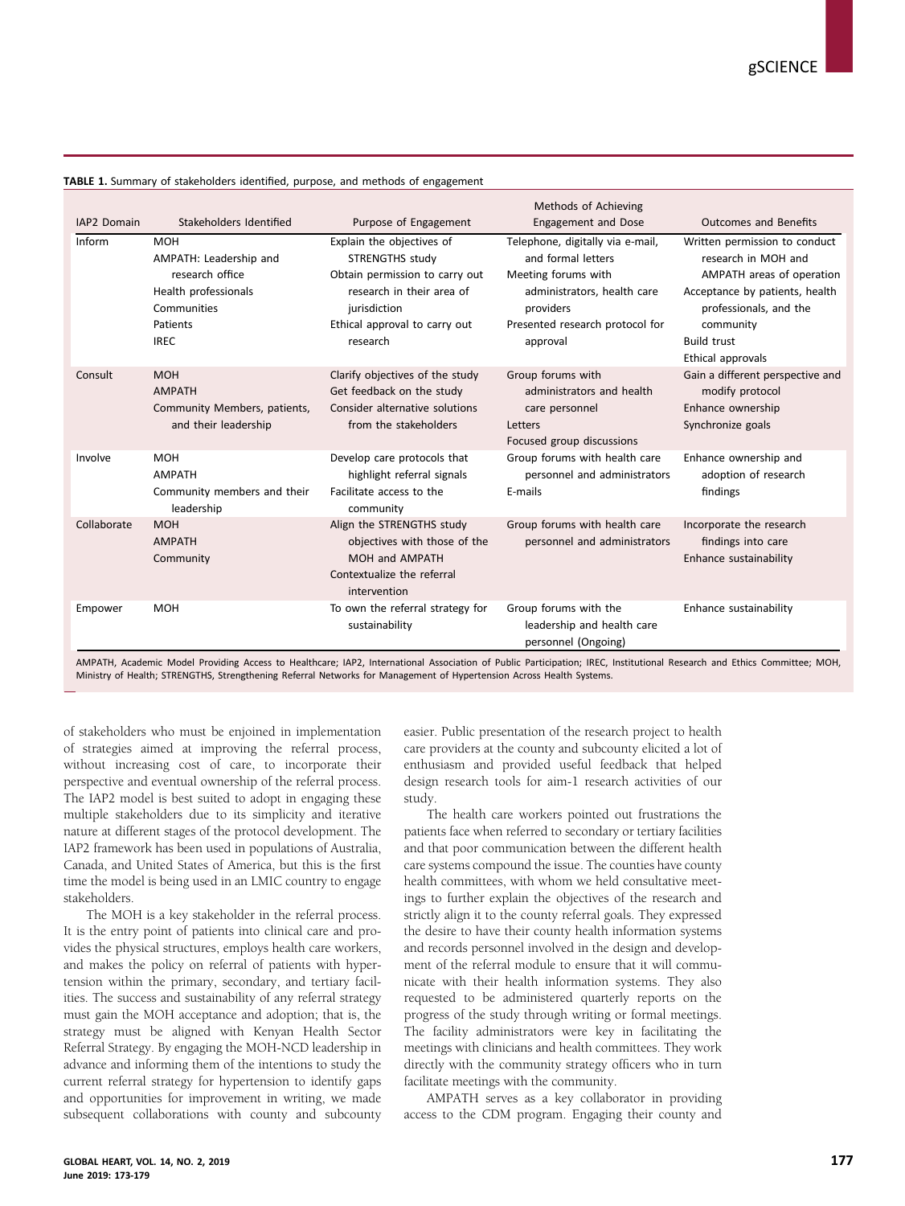**TABLE 1.** Summary of stakeholders identified, purpose, and methods of engagement

| IAP2 Domain | Stakeholders Identified | Purpose of Engagement | Methods of Achieving Engagement and Dose | Outcomes and Benefits |
|---|---|---|---|---|
| Inform | MOH<br>AMPATH: Leadership and research office<br>Health professionals<br>Communities<br>Patients<br>IREC | Explain the objectives of STRENGTHS study<br>Obtain permission to carry out research in their area of jurisdiction<br>Ethical approval to carry out research | Telephone, digitally via e-mail, and formal letters<br>Meeting forums with administrators, health care providers<br>Presented research protocol for approval | Written permission to conduct research in MOH and AMPATH areas of operation<br>Acceptance by patients, health professionals, and the community<br>Build trust<br>Ethical approvals |
| Consult | MOH<br>AMPATH<br>Community Members, patients, and their leadership | Clarify objectives of the study<br>Get feedback on the study<br>Consider alternative solutions from the stakeholders | Group forums with administrators and health care personnel<br>Letters<br>Focused group discussions | Gain a different perspective and modify protocol<br>Enhance ownership<br>Synchronize goals |
| Involve | MOH<br>AMPATH<br>Community members and their leadership | Develop care protocols that highlight referral signals<br>Facilitate access to the community | Group forums with health care personnel and administrators<br>E-mails | Enhance ownership and adoption of research findings |
| Collaborate | MOH<br>AMPATH<br>Community | Align the STRENGTHS study objectives with those of the MOH and AMPATH<br>Contextualize the referral intervention | Group forums with health care personnel and administrators | Incorporate the research findings into care<br>Enhance sustainability |
| Empower | MOH | To own the referral strategy for sustainability | Group forums with the leadership and health care personnel (Ongoing) | Enhance sustainability |

AMPATH, Academic Model Providing Access to Healthcare; IAP2, International Association of Public Participation; IREC, Institutional Research and Ethics Committee; MOH, Ministry of Health; STRENGTHS, Strengthening Referral Networks for Management of Hypertension Across Health Systems.

of stakeholders who must be enjoined in implementation of strategies aimed at improving the referral process, without increasing cost of care, to incorporate their perspective and eventual ownership of the referral process. The IAP2 model is best suited to adopt in engaging these multiple stakeholders due to its simplicity and iterative nature at different stages of the protocol development. The IAP2 framework has been used in populations of Australia, Canada, and United States of America, but this is the first time the model is being used in an LMIC country to engage stakeholders.

The MOH is a key stakeholder in the referral process. It is the entry point of patients into clinical care and provides the physical structures, employs health care workers, and makes the policy on referral of patients with hypertension within the primary, secondary, and tertiary facilities. The success and sustainability of any referral strategy must gain the MOH acceptance and adoption; that is, the strategy must be aligned with Kenyan Health Sector Referral Strategy. By engaging the MOH-NCD leadership in advance and informing them of the intentions to study the current referral strategy for hypertension to identify gaps and opportunities for improvement in writing, we made subsequent collaborations with county and subcounty easier. Public presentation of the research project to health care providers at the county and subcounty elicited a lot of enthusiasm and provided useful feedback that helped design research tools for aim-1 research activities of our study.

The health care workers pointed out frustrations the patients face when referred to secondary or tertiary facilities and that poor communication between the different health care systems compound the issue. The counties have county health committees, with whom we held consultative meetings to further explain the objectives of the research and strictly align it to the county referral goals. They expressed the desire to have their county health information systems and records personnel involved in the design and development of the referral module to ensure that it will communicate with their health information systems. They also requested to be administered quarterly reports on the progress of the study through writing or formal meetings. The facility administrators were key in facilitating the meetings with clinicians and health committees. They work directly with the community strategy officers who in turn facilitate meetings with the community.

AMPATH serves as a key collaborator in providing access to the CDM program. Engaging their county and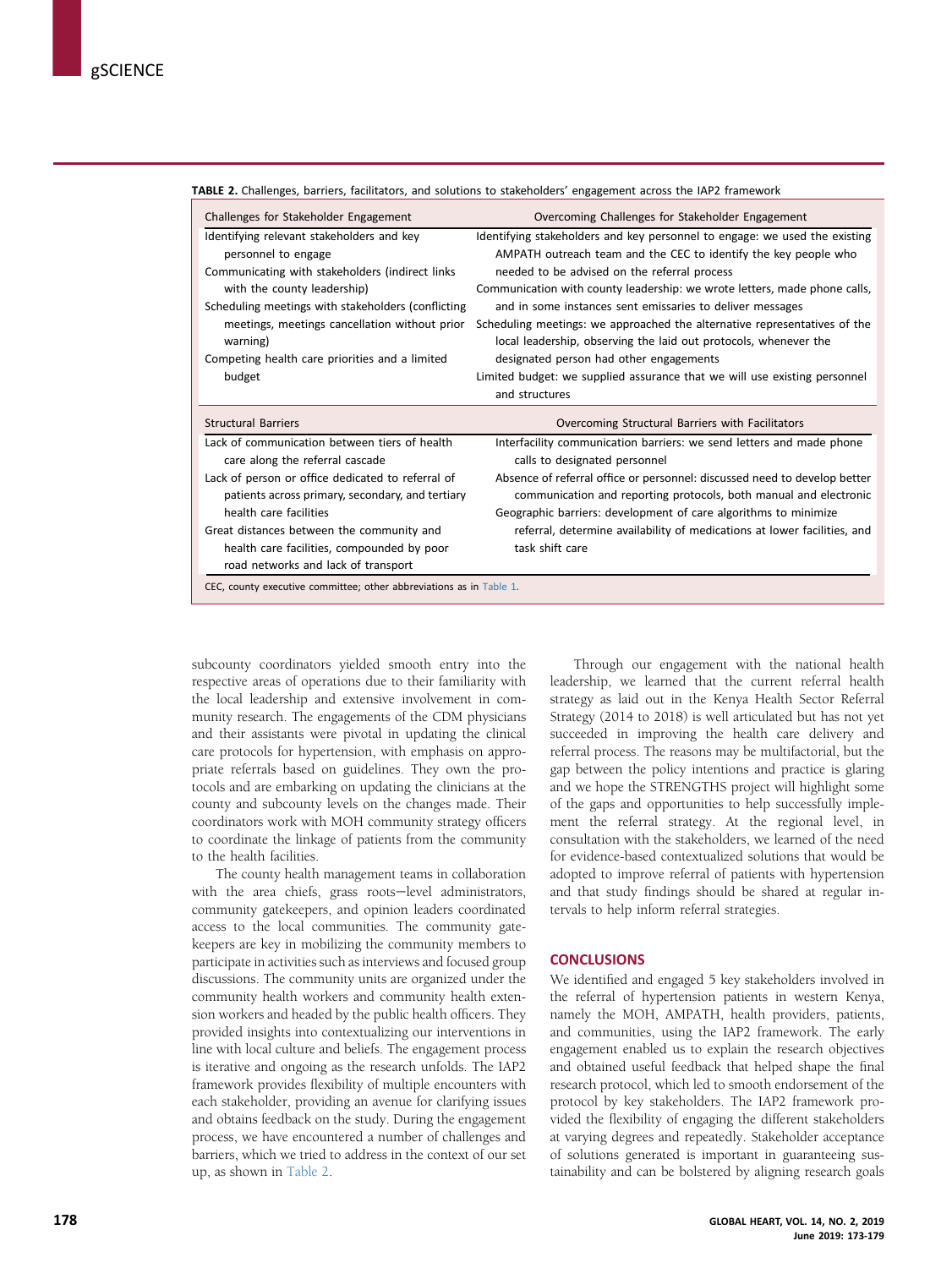**TABLE 2.** Challenges, barriers, facilitators, and solutions to stakeholders' engagement across the IAP2 framework

| Challenges for Stakeholder Engagement | Overcoming Challenges for Stakeholder Engagement |
|---|---|
| Identifying relevant stakeholders and key personnel to engage<br>Communicating with stakeholders (indirect links with the county leadership)<br>Scheduling meetings with stakeholders (conflicting meetings, meetings cancellation without prior warning)<br>Competing health care priorities and a limited budget | Identifying stakeholders and key personnel to engage: we used the existing AMPATH outreach team and the CEC to identify the key people who needed to be advised on the referral process<br>Communication with county leadership: we wrote letters, made phone calls, and in some instances sent emissaries to deliver messages<br>Scheduling meetings: we approached the alternative representatives of the local leadership, observing the laid out protocols, whenever the designated person had other engagements<br>Limited budget: we supplied assurance that we will use existing personnel and structures |
| **Structural Barriers** | **Overcoming Structural Barriers with Facilitators** |
| Lack of communication between tiers of health care along the referral cascade<br>Lack of person or office dedicated to referral of patients across primary, secondary, and tertiary health care facilities<br>Great distances between the community and health care facilities, compounded by poor road networks and lack of transport | Interfacility communication barriers: we send letters and made phone calls to designated personnel<br>Absence of referral office or personnel: discussed need to develop better communication and reporting protocols, both manual and electronic<br>Geographic barriers: development of care algorithms to minimize referral, determine availability of medications at lower facilities, and task shift care |

CEC, county executive committee; other abbreviations as in Table 1.

subcounty coordinators yielded smooth entry into the respective areas of operations due to their familiarity with the local leadership and extensive involvement in community research. The engagements of the CDM physicians and their assistants were pivotal in updating the clinical care protocols for hypertension, with emphasis on appropriate referrals based on guidelines. They own the protocols and are embarking on updating the clinicians at the county and subcounty levels on the changes made. Their coordinators work with MOH community strategy officers to coordinate the linkage of patients from the community to the health facilities.

The county health management teams in collaboration with the area chiefs, grass roots—level administrators, community gatekeepers, and opinion leaders coordinated access to the local communities. The community gatekeepers are key in mobilizing the community members to participate in activities such as interviews and focused group discussions. The community units are organized under the community health workers and community health extension workers and headed by the public health officers. They provided insights into contextualizing our interventions in line with local culture and beliefs. The engagement process is iterative and ongoing as the research unfolds. The IAP2 framework provides flexibility of multiple encounters with each stakeholder, providing an avenue for clarifying issues and obtains feedback on the study. During the engagement process, we have encountered a number of challenges and barriers, which we tried to address in the context of our set up, as shown in Table 2.

Through our engagement with the national health leadership, we learned that the current referral health strategy as laid out in the Kenya Health Sector Referral Strategy (2014 to 2018) is well articulated but has not yet succeeded in improving the health care delivery and referral process. The reasons may be multifactorial, but the gap between the policy intentions and practice is glaring and we hope the STRENGTHS project will highlight some of the gaps and opportunities to help successfully implement the referral strategy. At the regional level, in consultation with the stakeholders, we learned of the need for evidence-based contextualized solutions that would be adopted to improve referral of patients with hypertension and that study findings should be shared at regular intervals to help inform referral strategies.

## CONCLUSIONS

We identified and engaged 5 key stakeholders involved in the referral of hypertension patients in western Kenya, namely the MOH, AMPATH, health providers, patients, and communities, using the IAP2 framework. The early engagement enabled us to explain the research objectives and obtained useful feedback that helped shape the final research protocol, which led to smooth endorsement of the protocol by key stakeholders. The IAP2 framework provided the flexibility of engaging the different stakeholders at varying degrees and repeatedly. Stakeholder acceptance of solutions generated is important in guaranteeing sustainability and can be bolstered by aligning research goals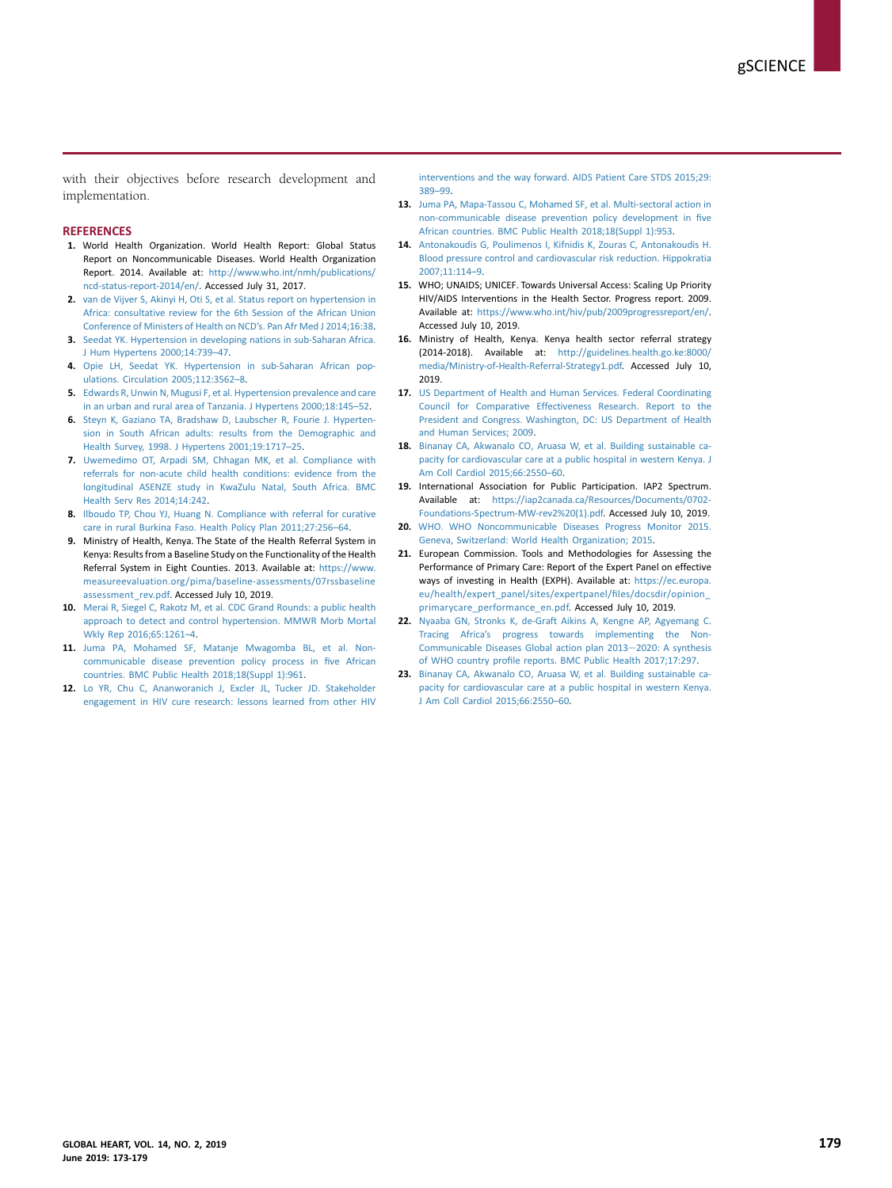with their objectives before research development and implementation.

## REFERENCES

1. World Health Organization. World Health Report: Global Status Report on Noncommunicable Diseases. World Health Organization Report. 2014. Available at: http://www.who.int/nmh/publications/ncd-status-report-2014/en/. Accessed July 31, 2017.
2. van de Vijver S, Akinyi H, Oti S, et al. Status report on hypertension in Africa: consultative review for the 6th Session of the African Union Conference of Ministers of Health on NCD's. Pan Afr Med J 2014;16:38.
3. Seedat YK. Hypertension in developing nations in sub-Saharan Africa. J Hum Hypertens 2000;14:739–47.
4. Opie LH, Seedat YK. Hypertension in sub-Saharan African populations. Circulation 2005;112:3562–8.
5. Edwards R, Unwin N, Mugusi F, et al. Hypertension prevalence and care in an urban and rural area of Tanzania. J Hypertens 2000;18:145–52.
6. Steyn K, Gaziano TA, Bradshaw D, Laubscher R, Fourie J. Hypertension in South African adults: results from the Demographic and Health Survey, 1998. J Hypertens 2001;19:1717–25.
7. Uwemedimo OT, Arpadi SM, Chhagan MK, et al. Compliance with referrals for non-acute child health conditions: evidence from the longitudinal ASENZE study in KwaZulu Natal, South Africa. BMC Health Serv Res 2014;14:242.
8. Ilboudo TP, Chou YJ, Huang N. Compliance with referral for curative care in rural Burkina Faso. Health Policy Plan 2011;27:256–64.
9. Ministry of Health, Kenya. The State of the Health Referral System in Kenya: Results from a Baseline Study on the Functionality of the Health Referral System in Eight Counties. 2013. Available at: https://www.measureevaluation.org/pima/baseline-assessments/07rssbaselineassessment_rev.pdf. Accessed July 10, 2019.
10. Merai R, Siegel C, Rakotz M, et al. CDC Grand Rounds: a public health approach to detect and control hypertension. MMWR Morb Mortal Wkly Rep 2016;65:1261–4.
11. Juma PA, Mohamed SF, Matanje Mwagomba BL, et al. Non-communicable disease prevention policy process in five African countries. BMC Public Health 2018;18(Suppl 1):961.
12. Lo YR, Chu C, Ananworanich J, Excler JL, Tucker JD. Stakeholder engagement in HIV cure research: lessons learned from other HIV interventions and the way forward. AIDS Patient Care STDS 2015;29:389–99.
13. Juma PA, Mapa-Tassou C, Mohamed SF, et al. Multi-sectoral action in non-communicable disease prevention policy development in five African countries. BMC Public Health 2018;18(Suppl 1):953.
14. Antonakoudis G, Poulimenos I, Kifnidis K, Zouras C, Antonakoudis H. Blood pressure control and cardiovascular risk reduction. Hippokratia 2007;11:114–9.
15. WHO; UNAIDS; UNICEF. Towards Universal Access: Scaling Up Priority HIV/AIDS Interventions in the Health Sector. Progress report. 2009. Available at: https://www.who.int/hiv/pub/2009progressreport/en/. Accessed July 10, 2019.
16. Ministry of Health, Kenya. Kenya health sector referral strategy (2014-2018). Available at: http://guidelines.health.go.ke:8000/media/Ministry-of-Health-Referral-Strategy1.pdf. Accessed July 10, 2019.
17. US Department of Health and Human Services. Federal Coordinating Council for Comparative Effectiveness Research. Report to the President and Congress. Washington, DC: US Department of Health and Human Services; 2009.
18. Binanay CA, Akwanalo CO, Aruasa W, et al. Building sustainable capacity for cardiovascular care at a public hospital in western Kenya. J Am Coll Cardiol 2015;66:2550–60.
19. International Association for Public Participation. IAP2 Spectrum. Available at: https://iap2canada.ca/Resources/Documents/0702-Foundations-Spectrum-MW-rev2%20(1).pdf. Accessed July 10, 2019.
20. WHO. WHO Noncommunicable Diseases Progress Monitor 2015. Geneva, Switzerland: World Health Organization; 2015.
21. European Commission. Tools and Methodologies for Assessing the Performance of Primary Care: Report of the Expert Panel on effective ways of investing in Health (EXPH). Available at: https://ec.europa.eu/health/expert_panel/sites/expertpanel/files/docsdir/opinion_primarycare_performance_en.pdf. Accessed July 10, 2019.
22. Nyaaba GN, Stronks K, de-Graft Aikins A, Kengne AP, Agyemang C. Tracing Africa's progress towards implementing the Non-Communicable Diseases Global action plan 2013–2020: A synthesis of WHO country profile reports. BMC Public Health 2017;17:297.
23. Binanay CA, Akwanalo CO, Aruasa W, et al. Building sustainable capacity for cardiovascular care at a public hospital in western Kenya. J Am Coll Cardiol 2015;66:2550–60.